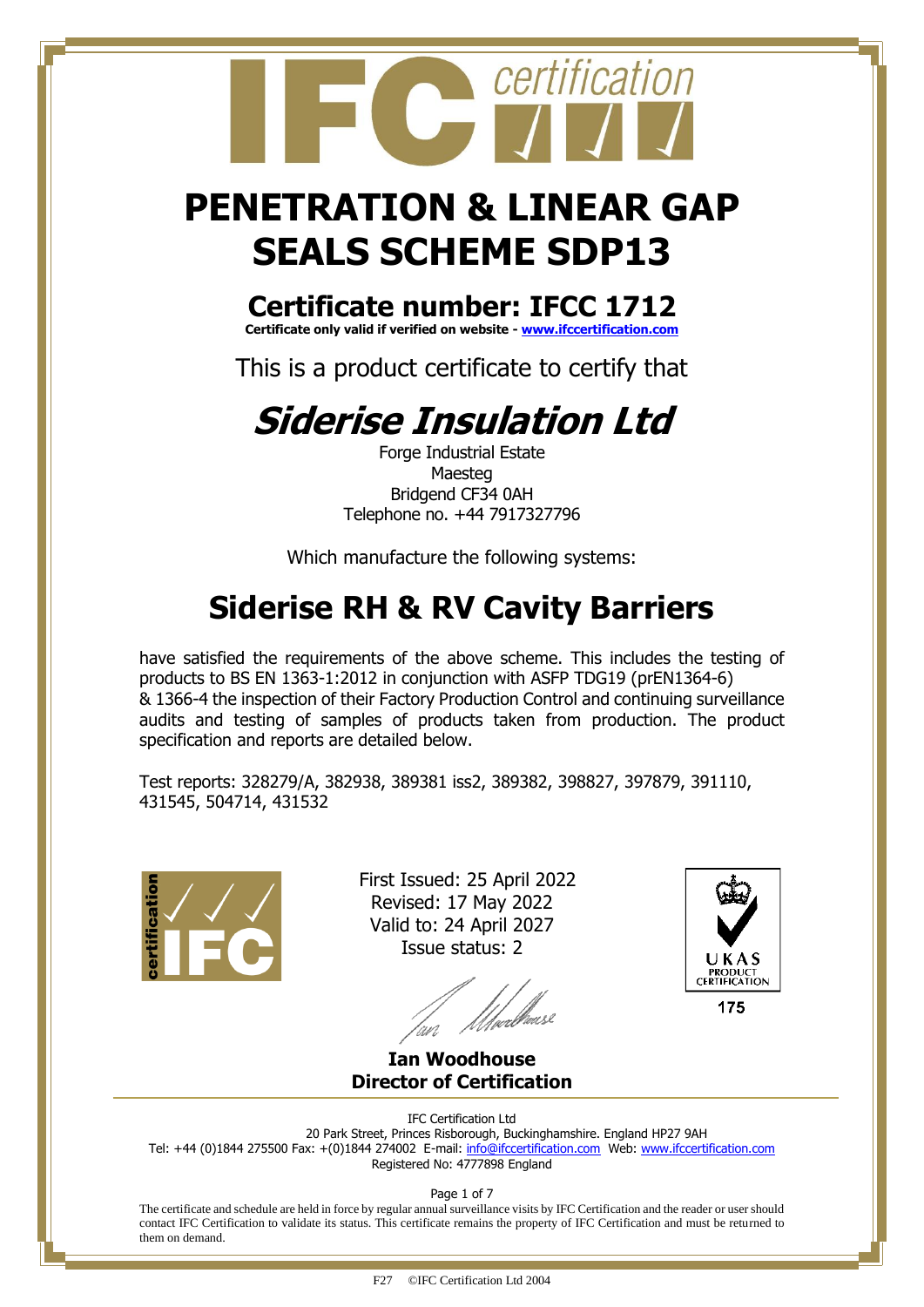# PENETRATION & LINEAR GAP SEALS SCHEME SDP13

## Certificate number: IFCC 1712

**Certificate only valid if verified on website - www.ifccertification.com**

This is a product certificate to certify that

# *Siderise Insulation Ltd*

Forge Industrial Estate
Maesteg
Bridgend CF34 0AH
Telephone no. +44 7917327796

Which manufacture the following systems:

## Siderise RH & RV Cavity Barriers

have satisfied the requirements of the above scheme. This includes the testing of products to BS EN 1363-1:2012 in conjunction with ASFP TDG19 (prEN1364-6) & 1366-4 the inspection of their Factory Production Control and continuing surveillance audits and testing of samples of products taken from production. The product specification and reports are detailed below.

Test reports: 328279/A, 382938, 389381 iss2, 389382, 398827, 397879, 391110, 431545, 504714, 431532

First Issued: 25 April 2022
Revised: 17 May 2022
Valid to: 24 April 2027
Issue status: 2

UKAS PRODUCT CERTIFICATION 175

**Ian Woodhouse**
**Director of Certification**

IFC Certification Ltd
20 Park Street, Princes Risborough, Buckinghamshire. England HP27 9AH
Tel: +44 (0)1844 275500 Fax: +(0)1844 274002 E-mail: info@ifccertification.com Web: www.ifccertification.com
Registered No: 4777898 England

The certificate and schedule are held in force by regular annual surveillance visits by IFC Certification and the reader or user should contact IFC Certification to validate its status. This certificate remains the property of IFC Certification and must be returned to them on demand.

F27 ©IFC Certification Ltd 2004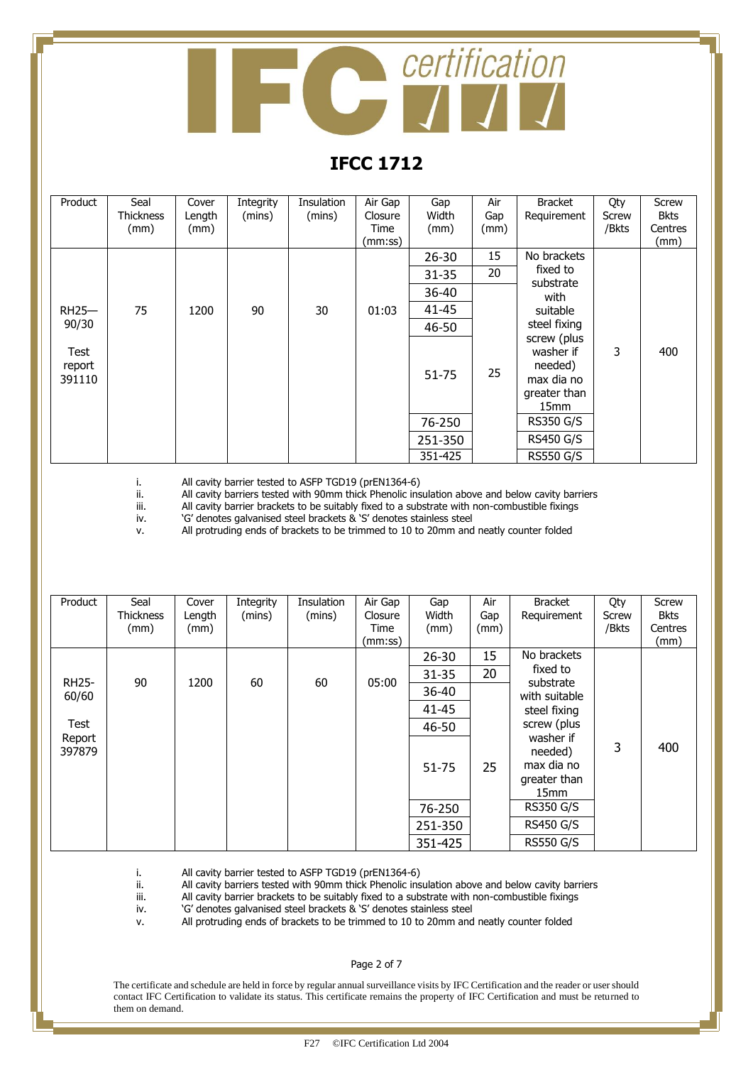# IFCC 1712

| Product | Seal Thickness (mm) | Cover Length (mm) | Integrity (mins) | Insulation (mins) | Air Gap Closure Time (mm:ss) | Gap Width (mm) | Air Gap (mm) | Bracket Requirement | Qty Screw /Bkts | Screw Bkts Centres (mm) |
|---|---|---|---|---|---|---|---|---|---|---|
| RH25—90/30 Test report 391110 | 75 | 1200 | 90 | 30 | 01:03 | 26-30 | 15 | No brackets fixed to substrate with suitable steel fixing screw (plus washer if needed) max dia no greater than 15mm | 3 | 400 |
| | | | | | | 31-35 | 20 | | | |
| | | | | | | 36-40 | 25 | | | |
| | | | | | | 41-45 | | | | |
| | | | | | | 46-50 | | | | |
| | | | | | | 51-75 | | | | |
| | | | | | | 76-250 | | RS350 G/S | | |
| | | | | | | 251-350 | | RS450 G/S | | |
| | | | | | | 351-425 | | RS550 G/S | | |

i. All cavity barrier tested to ASFP TGD19 (prEN1364-6)
ii. All cavity barriers tested with 90mm thick Phenolic insulation above and below cavity barriers
iii. All cavity barrier brackets to be suitably fixed to a substrate with non-combustible fixings
iv. 'G' denotes galvanised steel brackets & 'S' denotes stainless steel
v. All protruding ends of brackets to be trimmed to 10 to 20mm and neatly counter folded

| Product | Seal Thickness (mm) | Cover Length (mm) | Integrity (mins) | Insulation (mins) | Air Gap Closure Time (mm:ss) | Gap Width (mm) | Air Gap (mm) | Bracket Requirement | Qty Screw /Bkts | Screw Bkts Centres (mm) |
|---|---|---|---|---|---|---|---|---|---|---|
| RH25-60/60 Test Report 397879 | 90 | 1200 | 60 | 60 | 05:00 | 26-30 | 15 | No brackets fixed to substrate with suitable steel fixing screw (plus washer if needed) max dia no greater than 15mm | 3 | 400 |
| | | | | | | 31-35 | 20 | | | |
| | | | | | | 36-40 | 25 | | | |
| | | | | | | 41-45 | | | | |
| | | | | | | 46-50 | | | | |
| | | | | | | 51-75 | | | | |
| | | | | | | 76-250 | | RS350 G/S | | |
| | | | | | | 251-350 | | RS450 G/S | | |
| | | | | | | 351-425 | | RS550 G/S | | |

i. All cavity barrier tested to ASFP TGD19 (prEN1364-6)
ii. All cavity barriers tested with 90mm thick Phenolic insulation above and below cavity barriers
iii. All cavity barrier brackets to be suitably fixed to a substrate with non-combustible fixings
iv. 'G' denotes galvanised steel brackets & 'S' denotes stainless steel
v. All protruding ends of brackets to be trimmed to 10 to 20mm and neatly counter folded

The certificate and schedule are held in force by regular annual surveillance visits by IFC Certification and the reader or user should contact IFC Certification to validate its status. This certificate remains the property of IFC Certification and must be returned to them on demand.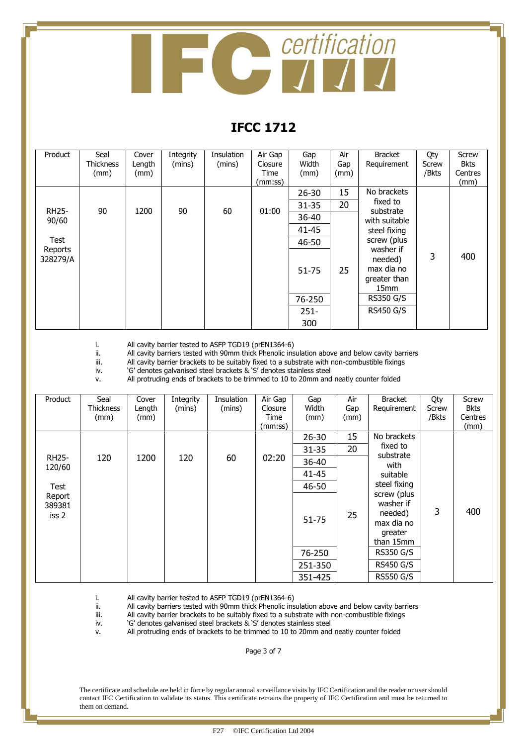# IFCC 1712

| Product | Seal Thickness (mm) | Cover Length (mm) | Integrity (mins) | Insulation (mins) | Air Gap Closure Time (mm:ss) | Gap Width (mm) | Air Gap (mm) | Bracket Requirement | Qty Screw /Bkts | Screw Bkts Centres (mm) |
|---|---|---|---|---|---|---|---|---|---|---|
| RH25-90/60 Test Reports 328279/A | 90 | 1200 | 90 | 60 | 01:00 | 26-30 | 15 | No brackets fixed to substrate with suitable steel fixing screw (plus washer if needed) max dia no greater than 15mm | 3 | 400 |
| | | | | | | 31-35 | 20 | | | |
| | | | | | | 36-40 | 25 | | | |
| | | | | | | 41-45 | | | | |
| | | | | | | 46-50 | | | | |
| | | | | | | 51-75 | | | | |
| | | | | | | 76-250 | | RS350 G/S | | |
| | | | | | | 251-300 | | RS450 G/S | | |

i. All cavity barrier tested to ASFP TGD19 (prEN1364-6)
ii. All cavity barriers tested with 90mm thick Phenolic insulation above and below cavity barriers
iii. All cavity barrier brackets to be suitably fixed to a substrate with non-combustible fixings
iv. 'G' denotes galvanised steel brackets & 'S' denotes stainless steel
v. All protruding ends of brackets to be trimmed to 10 to 20mm and neatly counter folded

| Product | Seal Thickness (mm) | Cover Length (mm) | Integrity (mins) | Insulation (mins) | Air Gap Closure Time (mm:ss) | Gap Width (mm) | Air Gap (mm) | Bracket Requirement | Qty Screw /Bkts | Screw Bkts Centres (mm) |
|---|---|---|---|---|---|---|---|---|---|---|
| RH25-120/60 Test Report 389381 iss 2 | 120 | 1200 | 120 | 60 | 02:20 | 26-30 | 15 | No brackets fixed to substrate with suitable steel fixing screw (plus washer if needed) max dia no greater than 15mm | 3 | 400 |
| | | | | | | 31-35 | 20 | | | |
| | | | | | | 36-40 | 25 | | | |
| | | | | | | 41-45 | | | | |
| | | | | | | 46-50 | | | | |
| | | | | | | 51-75 | | | | |
| | | | | | | 76-250 | | RS350 G/S | | |
| | | | | | | 251-350 | | RS450 G/S | | |
| | | | | | | 351-425 | | RS550 G/S | | |

i. All cavity barrier tested to ASFP TGD19 (prEN1364-6)
ii. All cavity barriers tested with 90mm thick Phenolic insulation above and below cavity barriers
iii. All cavity barrier brackets to be suitably fixed to a substrate with non-combustible fixings
iv. 'G' denotes galvanised steel brackets & 'S' denotes stainless steel
v. All protruding ends of brackets to be trimmed to 10 to 20mm and neatly counter folded

The certificate and schedule are held in force by regular annual surveillance visits by IFC Certification and the reader or user should contact IFC Certification to validate its status. This certificate remains the property of IFC Certification and must be returned to them on demand.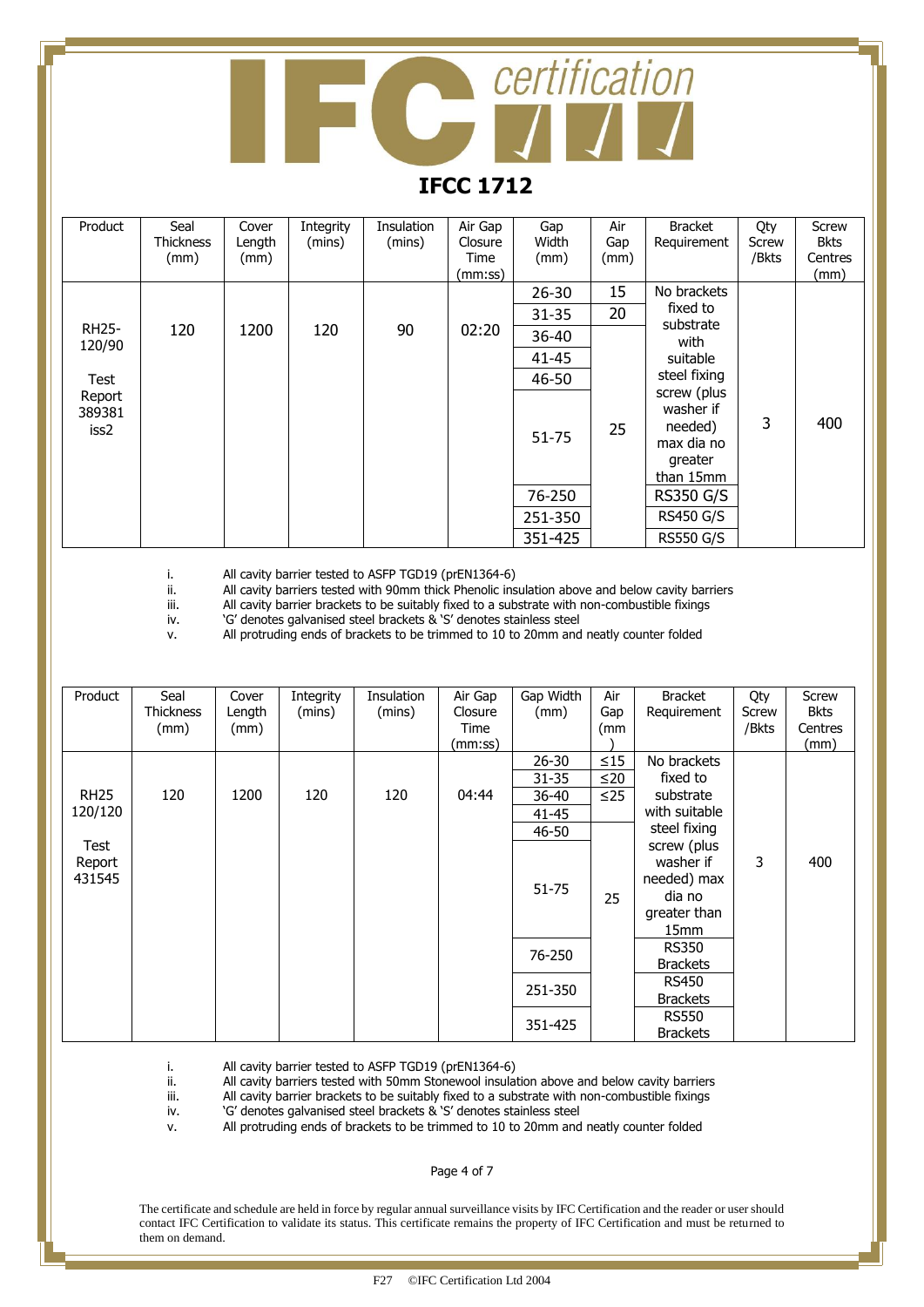# IFCC 1712

| Product | Seal Thickness (mm) | Cover Length (mm) | Integrity (mins) | Insulation (mins) | Air Gap Closure Time (mm:ss) | Gap Width (mm) | Air Gap (mm) | Bracket Requirement | Qty Screw /Bkts | Screw Bkts Centres (mm) |
|---|---|---|---|---|---|---|---|---|---|---|
| RH25-120/90 Test Report 389381 iss2 | 120 | 1200 | 120 | 90 | 02:20 | 26-30 | 15 | No brackets fixed to substrate with suitable steel fixing screw (plus washer if needed) max dia no greater than 15mm | 3 | 400 |
| | | | | | | 31-35 | 20 | | | |
| | | | | | | 36-40 | 25 | | | |
| | | | | | | 41-45 | | | | |
| | | | | | | 46-50 | | | | |
| | | | | | | 51-75 | | | | |
| | | | | | | 76-250 | | RS350 G/S | | |
| | | | | | | 251-350 | | RS450 G/S | | |
| | | | | | | 351-425 | | RS550 G/S | | |

i. All cavity barrier tested to ASFP TGD19 (prEN1364-6)
ii. All cavity barriers tested with 90mm thick Phenolic insulation above and below cavity barriers
iii. All cavity barrier brackets to be suitably fixed to a substrate with non-combustible fixings
iv. 'G' denotes galvanised steel brackets & 'S' denotes stainless steel
v. All protruding ends of brackets to be trimmed to 10 to 20mm and neatly counter folded

| Product | Seal Thickness (mm) | Cover Length (mm) | Integrity (mins) | Insulation (mins) | Air Gap Closure Time (mm:ss) | Gap Width (mm) | Air Gap (mm) | Bracket Requirement | Qty Screw /Bkts | Screw Bkts Centres (mm) |
|---|---|---|---|---|---|---|---|---|---|---|
| RH25 120/120 Test Report 431545 | 120 | 1200 | 120 | 120 | 04:44 | 26-30 | ≤15 | No brackets fixed to substrate with suitable steel fixing screw (plus washer if needed) max dia no greater than 15mm | 3 | 400 |
| | | | | | | 31-35 | ≤20 | | | |
| | | | | | | 36-40 | ≤25 | | | |
| | | | | | | 41-45 | | | | |
| | | | | | | 46-50 | 25 | | | |
| | | | | | | 51-75 | | | | |
| | | | | | | 76-250 | | RS350 Brackets | | |
| | | | | | | 251-350 | | RS450 Brackets | | |
| | | | | | | 351-425 | | RS550 Brackets | | |

i. All cavity barrier tested to ASFP TGD19 (prEN1364-6)
ii. All cavity barriers tested with 50mm Stonewool insulation above and below cavity barriers
iii. All cavity barrier brackets to be suitably fixed to a substrate with non-combustible fixings
iv. 'G' denotes galvanised steel brackets & 'S' denotes stainless steel
v. All protruding ends of brackets to be trimmed to 10 to 20mm and neatly counter folded

The certificate and schedule are held in force by regular annual surveillance visits by IFC Certification and the reader or user should contact IFC Certification to validate its status. This certificate remains the property of IFC Certification and must be returned to them on demand.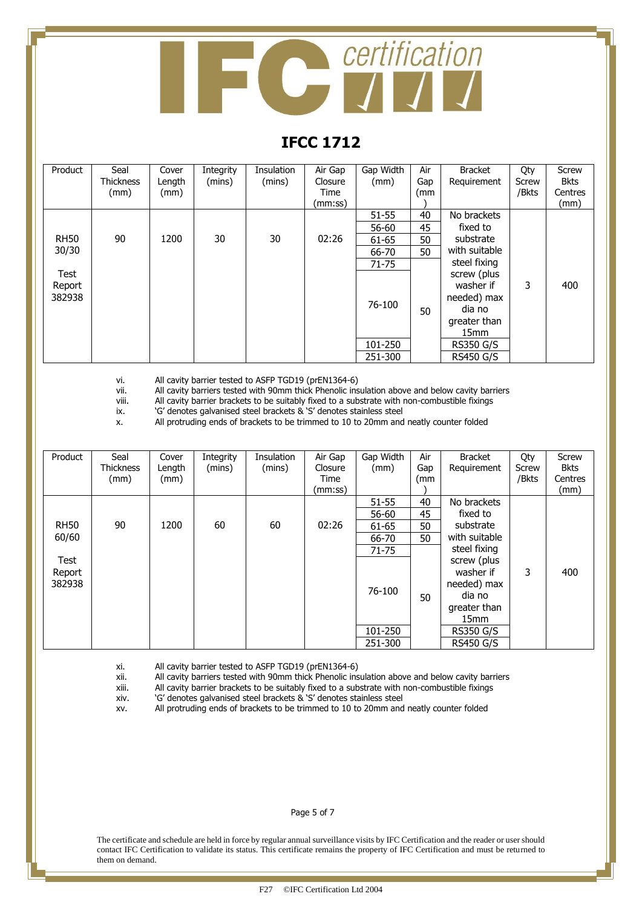# IFCC 1712

| Product | Seal Thickness (mm) | Cover Length (mm) | Integrity (mins) | Insulation (mins) | Air Gap Closure Time (mm:ss) | Gap Width (mm) | Air Gap (mm) | Bracket Requirement | Qty Screw /Bkts | Screw Bkts Centres (mm) |
|---|---|---|---|---|---|---|---|---|---|---|
| RH50 30/30 Test Report 382938 | 90 | 1200 | 30 | 30 | 02:26 | 51-55 | 40 | No brackets fixed to substrate with suitable steel fixing screw (plus washer if needed) max dia no greater than 15mm | 3 | 400 |
| | | | | | | 56-60 | 45 | | | |
| | | | | | | 61-65 | 50 | | | |
| | | | | | | 66-70 | 50 | | | |
| | | | | | | 71-75 | 50 | | | |
| | | | | | | 76-100 | | | | |
| | | | | | | 101-250 | | RS350 G/S | | |
| | | | | | | 251-300 | | RS450 G/S | | |

vi. All cavity barrier tested to ASFP TGD19 (prEN1364-6)
vii. All cavity barriers tested with 90mm thick Phenolic insulation above and below cavity barriers
viii. All cavity barrier brackets to be suitably fixed to a substrate with non-combustible fixings
ix. 'G' denotes galvanised steel brackets & 'S' denotes stainless steel
x. All protruding ends of brackets to be trimmed to 10 to 20mm and neatly counter folded

| Product | Seal Thickness (mm) | Cover Length (mm) | Integrity (mins) | Insulation (mins) | Air Gap Closure Time (mm:ss) | Gap Width (mm) | Air Gap (mm) | Bracket Requirement | Qty Screw /Bkts | Screw Bkts Centres (mm) |
|---|---|---|---|---|---|---|---|---|---|---|
| RH50 60/60 Test Report 382938 | 90 | 1200 | 60 | 60 | 02:26 | 51-55 | 40 | No brackets fixed to substrate with suitable steel fixing screw (plus washer if needed) max dia no greater than 15mm | 3 | 400 |
| | | | | | | 56-60 | 45 | | | |
| | | | | | | 61-65 | 50 | | | |
| | | | | | | 66-70 | 50 | | | |
| | | | | | | 71-75 | 50 | | | |
| | | | | | | 76-100 | | | | |
| | | | | | | 101-250 | | RS350 G/S | | |
| | | | | | | 251-300 | | RS450 G/S | | |

xi. All cavity barrier tested to ASFP TGD19 (prEN1364-6)
xii. All cavity barriers tested with 90mm thick Phenolic insulation above and below cavity barriers
xiii. All cavity barrier brackets to be suitably fixed to a substrate with non-combustible fixings
xiv. 'G' denotes galvanised steel brackets & 'S' denotes stainless steel
xv. All protruding ends of brackets to be trimmed to 10 to 20mm and neatly counter folded

The certificate and schedule are held in force by regular annual surveillance visits by IFC Certification and the reader or user should contact IFC Certification to validate its status. This certificate remains the property of IFC Certification and must be returned to them on demand.

F27 ©IFC Certification Ltd 2004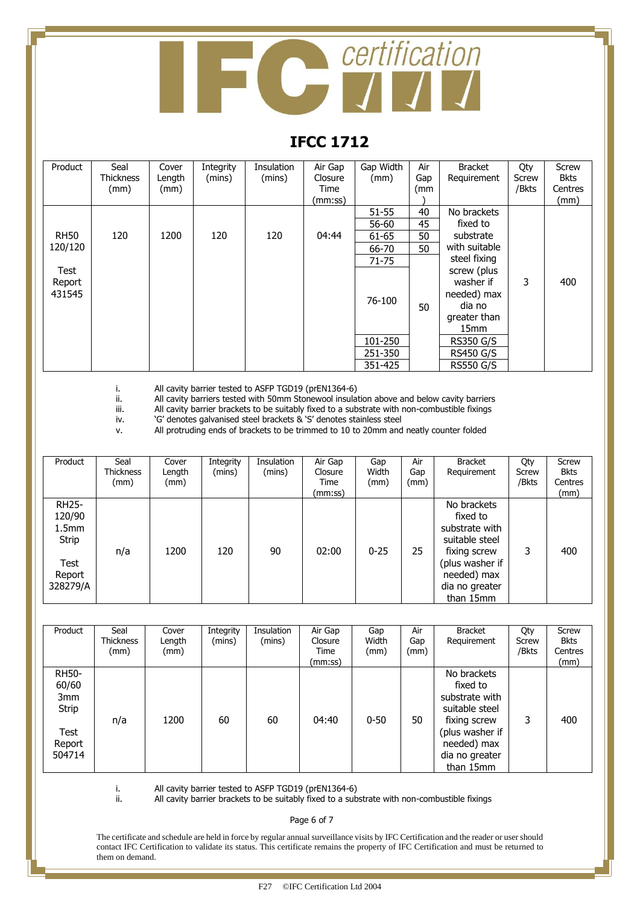# IFCC 1712

| Product | Seal Thickness (mm) | Cover Length (mm) | Integrity (mins) | Insulation (mins) | Air Gap Closure Time (mm:ss) | Gap Width (mm) | Air Gap (mm) | Bracket Requirement | Qty Screw /Bkts | Screw Bkts Centres (mm) |
|---|---|---|---|---|---|---|---|---|---|---|
| RH50 120/120 Test Report 431545 | 120 | 1200 | 120 | 120 | 04:44 | 51-55 | 40 | No brackets fixed to substrate with suitable steel fixing screw (plus washer if needed) max dia no greater than 15mm | 3 | 400 |
| | | | | | | 56-60 | 45 | | | |
| | | | | | | 61-65 | 50 | | | |
| | | | | | | 66-70 | 50 | | | |
| | | | | | | 71-75 | 50 | | | |
| | | | | | | 76-100 | | | | |
| | | | | | | 101-250 | | RS350 G/S | | |
| | | | | | | 251-350 | | RS450 G/S | | |
| | | | | | | 351-425 | | RS550 G/S | | |

i. All cavity barrier tested to ASFP TGD19 (prEN1364-6)
ii. All cavity barriers tested with 50mm Stonewool insulation above and below cavity barriers
iii. All cavity barrier brackets to be suitably fixed to a substrate with non-combustible fixings
iv. 'G' denotes galvanised steel brackets & 'S' denotes stainless steel
v. All protruding ends of brackets to be trimmed to 10 to 20mm and neatly counter folded

| Product | Seal Thickness (mm) | Cover Length (mm) | Integrity (mins) | Insulation (mins) | Air Gap Closure Time (mm:ss) | Gap Width (mm) | Air Gap (mm) | Bracket Requirement | Qty Screw /Bkts | Screw Bkts Centres (mm) |
|---|---|---|---|---|---|---|---|---|---|---|
| RH25-120/90 1.5mm Strip Test Report 328279/A | n/a | 1200 | 120 | 90 | 02:00 | 0-25 | 25 | No brackets fixed to substrate with suitable steel fixing screw (plus washer if needed) max dia no greater than 15mm | 3 | 400 |

| Product | Seal Thickness (mm) | Cover Length (mm) | Integrity (mins) | Insulation (mins) | Air Gap Closure Time (mm:ss) | Gap Width (mm) | Air Gap (mm) | Bracket Requirement | Qty Screw /Bkts | Screw Bkts Centres (mm) |
|---|---|---|---|---|---|---|---|---|---|---|
| RH50-60/60 3mm Strip Test Report 504714 | n/a | 1200 | 60 | 60 | 04:40 | 0-50 | 50 | No brackets fixed to substrate with suitable steel fixing screw (plus washer if needed) max dia no greater than 15mm | 3 | 400 |

i. All cavity barrier tested to ASFP TGD19 (prEN1364-6)
ii. All cavity barrier brackets to be suitably fixed to a substrate with non-combustible fixings

The certificate and schedule are held in force by regular annual surveillance visits by IFC Certification and the reader or user should contact IFC Certification to validate its status. This certificate remains the property of IFC Certification and must be returned to them on demand.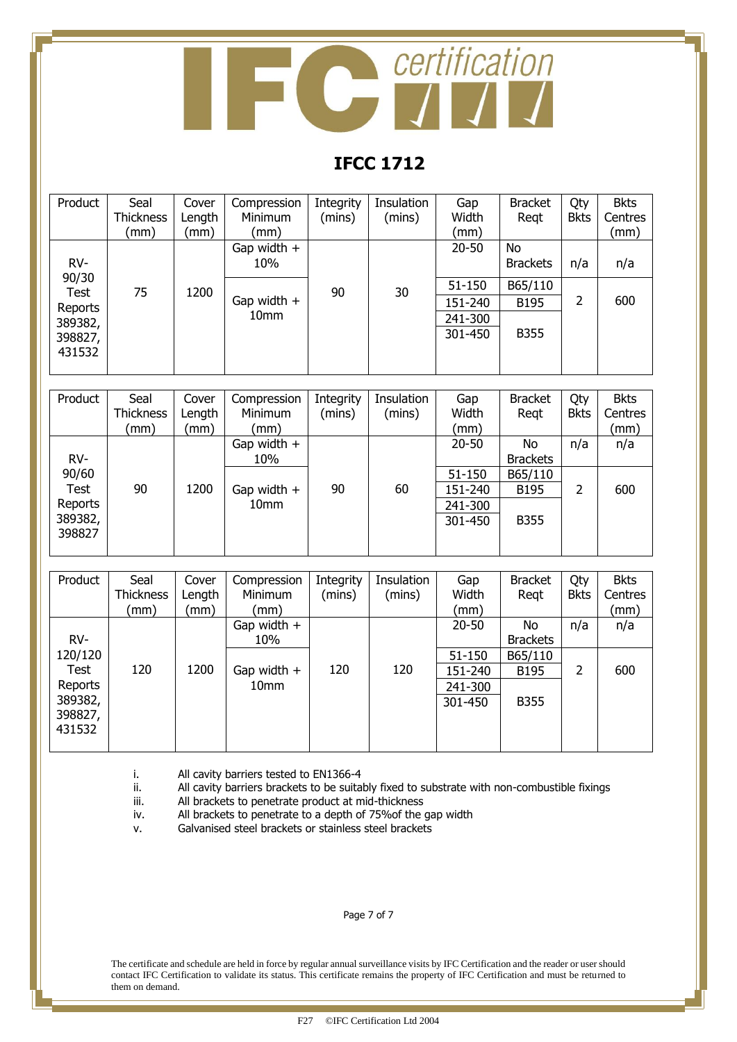# IFCC 1712

| Product | Seal Thickness (mm) | Cover Length (mm) | Compression Minimum (mm) | Integrity (mins) | Insulation (mins) | Gap Width (mm) | Bracket Reqt | Qty Bkts | Bkts Centres (mm) |
|---|---|---|---|---|---|---|---|---|---|
| RV-90/30 Test Reports 389382, 398827, 431532 | 75 | 1200 | Gap width + 10% | 90 | 30 | 20-50 | No Brackets | n/a | n/a |
| | | | Gap width + 10mm | | | 51-150 | B65/110 | 2 | 600 |
| | | | | | | 151-240 | B195 | | |
| | | | | | | 241-300 | B355 | | |
| | | | | | | 301-450 | | | |

| Product | Seal Thickness (mm) | Cover Length (mm) | Compression Minimum (mm) | Integrity (mins) | Insulation (mins) | Gap Width (mm) | Bracket Reqt | Qty Bkts | Bkts Centres (mm) |
|---|---|---|---|---|---|---|---|---|---|
| RV-90/60 Test Reports 389382, 398827 | 90 | 1200 | Gap width + 10% | 90 | 60 | 20-50 | No Brackets | n/a | n/a |
| | | | Gap width + 10mm | | | 51-150 | B65/110 | 2 | 600 |
| | | | | | | 151-240 | B195 | | |
| | | | | | | 241-300 | B355 | | |
| | | | | | | 301-450 | | | |

| Product | Seal Thickness (mm) | Cover Length (mm) | Compression Minimum (mm) | Integrity (mins) | Insulation (mins) | Gap Width (mm) | Bracket Reqt | Qty Bkts | Bkts Centres (mm) |
|---|---|---|---|---|---|---|---|---|---|
| RV-120/120 Test Reports 389382, 398827, 431532 | 120 | 1200 | Gap width + 10% | 120 | 120 | 20-50 | No Brackets | n/a | n/a |
| | | | Gap width + 10mm | | | 51-150 | B65/110 | 2 | 600 |
| | | | | | | 151-240 | B195 | | |
| | | | | | | 241-300 | B355 | | |
| | | | | | | 301-450 | | | |

i. All cavity barriers tested to EN1366-4
ii. All cavity barriers brackets to be suitably fixed to substrate with non-combustible fixings
iii. All brackets to penetrate product at mid-thickness
iv. All brackets to penetrate to a depth of 75%of the gap width
v. Galvanised steel brackets or stainless steel brackets

The certificate and schedule are held in force by regular annual surveillance visits by IFC Certification and the reader or user should contact IFC Certification to validate its status. This certificate remains the property of IFC Certification and must be returned to them on demand.

F27 ©IFC Certification Ltd 2004